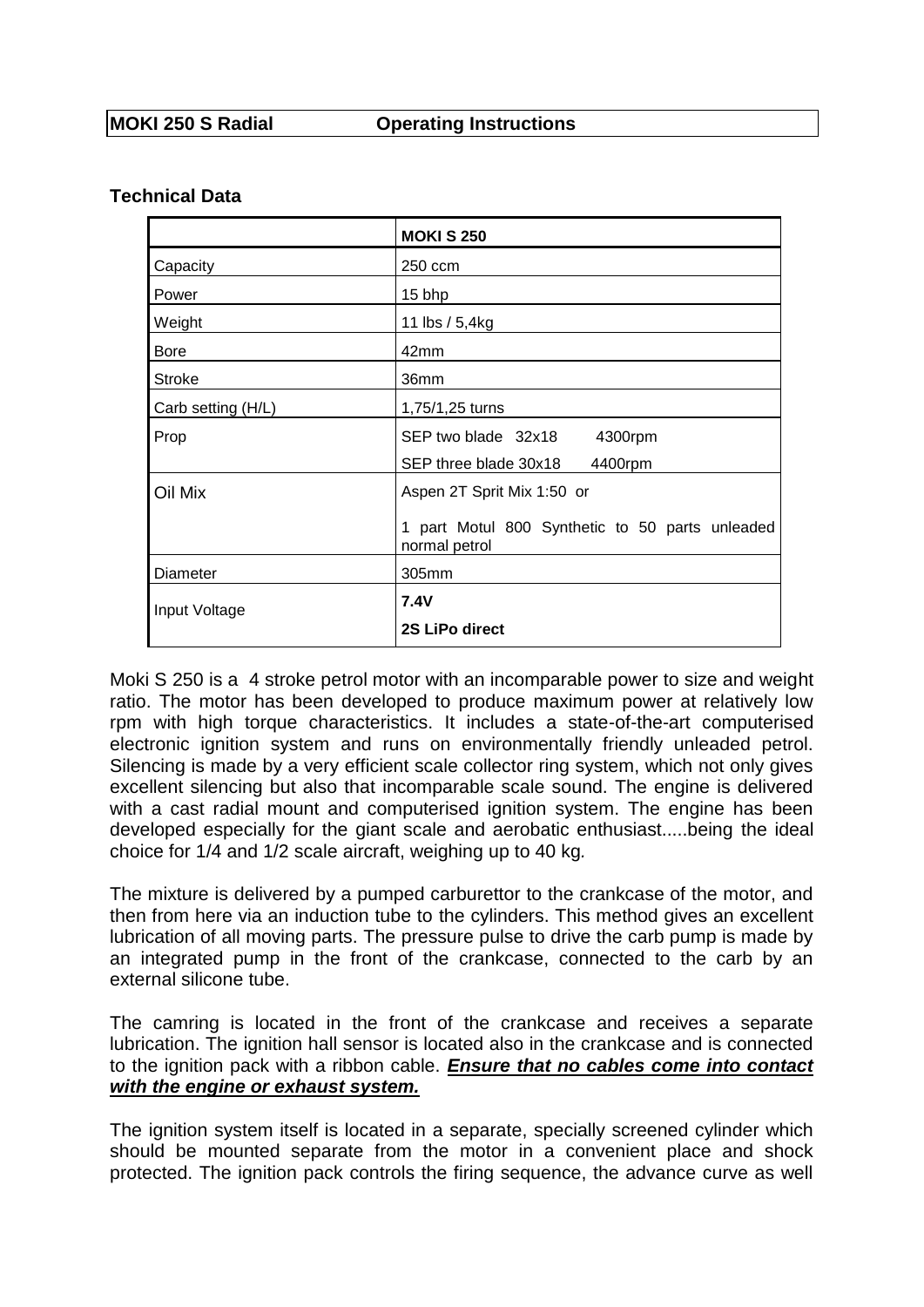**MOKI 250 S Radial Operating Instructions**

## Technical Data

| | **MOKI S 250** |
|---|---|
| Capacity | 250 ccm |
| Power | 15 bhp |
| Weight | 11 lbs / 5,4kg |
| Bore | 42mm |
| Stroke | 36mm |
| Carb setting (H/L) | 1,75/1,25 turns |
| Prop | SEP two blade 32x18 4300rpm<br>SEP three blade 30x18 4400rpm |
| Oil Mix | Aspen 2T Sprit Mix 1:50 or<br>1 part Motul 800 Synthetic to 50 parts unleaded normal petrol |
| Diameter | 305mm |
| Input Voltage | **7.4V**<br>**2S LiPo direct** |

Moki S 250 is a 4 stroke petrol motor with an incomparable power to size and weight ratio. The motor has been developed to produce maximum power at relatively low rpm with high torque characteristics. It includes a state-of-the-art computerised electronic ignition system and runs on environmentally friendly unleaded petrol. Silencing is made by a very efficient scale collector ring system, which not only gives excellent silencing but also that incomparable scale sound. The engine is delivered with a cast radial mount and computerised ignition system. The engine has been developed especially for the giant scale and aerobatic enthusiast.....being the ideal choice for 1/4 and 1/2 scale aircraft, weighing up to 40 kg.

The mixture is delivered by a pumped carburettor to the crankcase of the motor, and then from here via an induction tube to the cylinders. This method gives an excellent lubrication of all moving parts. The pressure pulse to drive the carb pump is made by an integrated pump in the front of the crankcase, connected to the carb by an external silicone tube.

The camring is located in the front of the crankcase and receives a separate lubrication. The ignition hall sensor is located also in the crankcase and is connected to the ignition pack with a ribbon cable. ***Ensure that no cables come into contact with the engine or exhaust system.***

The ignition system itself is located in a separate, specially screened cylinder which should be mounted separate from the motor in a convenient place and shock protected. The ignition pack controls the firing sequence, the advance curve as well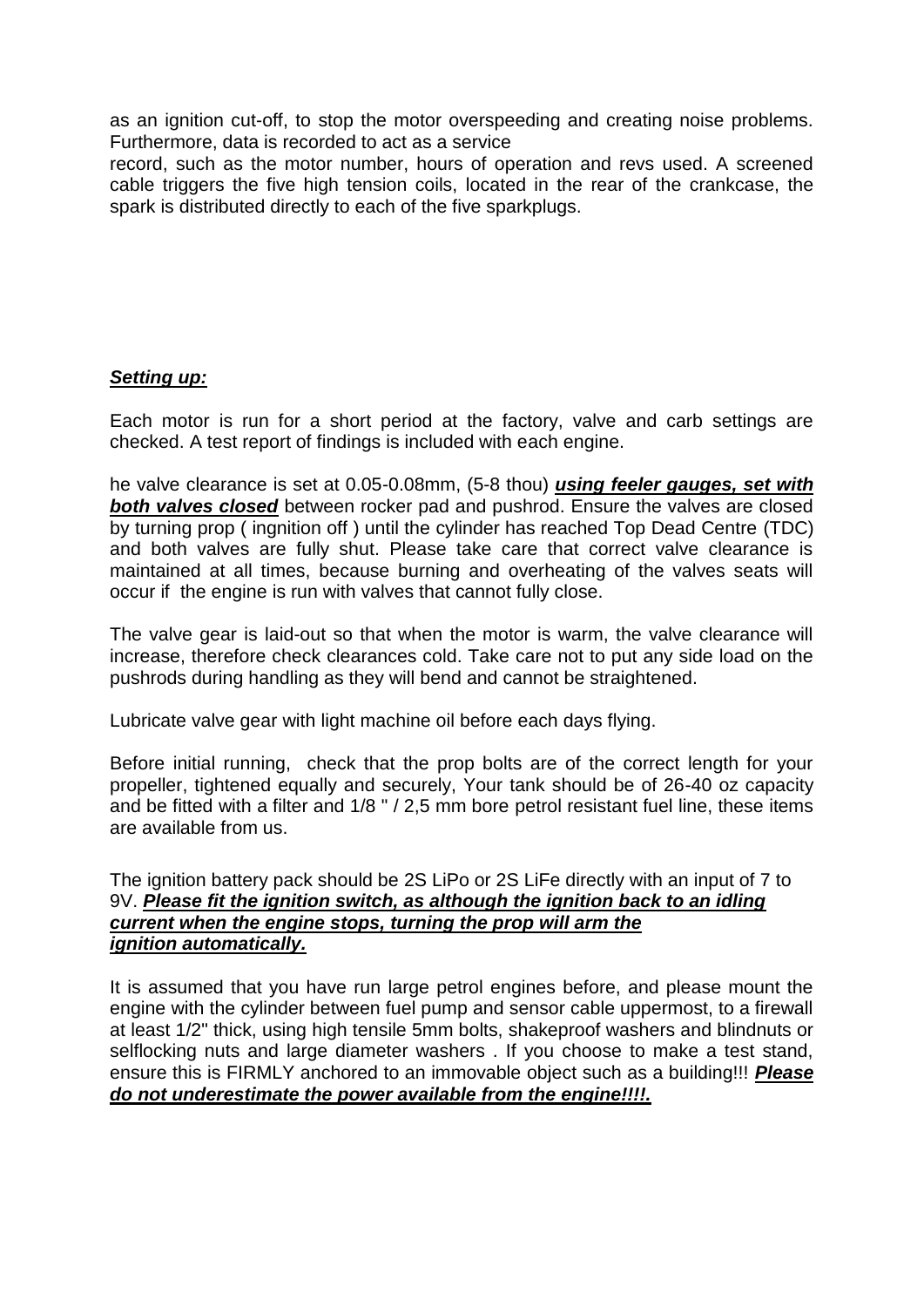as an ignition cut-off, to stop the motor overspeeding and creating noise problems. Furthermore, data is recorded to act as a service
record, such as the motor number, hours of operation and revs used. A screened cable triggers the five high tension coils, located in the rear of the crankcase, the spark is distributed directly to each of the five sparkplugs.

***Setting up:***

Each motor is run for a short period at the factory, valve and carb settings are checked. A test report of findings is included with each engine.

he valve clearance is set at 0.05-0.08mm, (5-8 thou) ***using feeler gauges, set with both valves closed*** between rocker pad and pushrod. Ensure the valves are closed by turning prop ( ingnition off ) until the cylinder has reached Top Dead Centre (TDC) and both valves are fully shut. Please take care that correct valve clearance is maintained at all times, because burning and overheating of the valves seats will occur if the engine is run with valves that cannot fully close.

The valve gear is laid-out so that when the motor is warm, the valve clearance will increase, therefore check clearances cold. Take care not to put any side load on the pushrods during handling as they will bend and cannot be straightened.

Lubricate valve gear with light machine oil before each days flying.

Before initial running, check that the prop bolts are of the correct length for your propeller, tightened equally and securely, Your tank should be of 26-40 oz capacity and be fitted with a filter and 1/8 " / 2,5 mm bore petrol resistant fuel line, these items are available from us.

The ignition battery pack should be 2S LiPo or 2S LiFe directly with an input of 7 to 9V. ***Please fit the ignition switch, as although the ignition back to an idling current when the engine stops, turning the prop will arm the ignition automatically.***

It is assumed that you have run large petrol engines before, and please mount the engine with the cylinder between fuel pump and sensor cable uppermost, to a firewall at least 1/2" thick, using high tensile 5mm bolts, shakeproof washers and blindnuts or selflocking nuts and large diameter washers . If you choose to make a test stand, ensure this is FIRMLY anchored to an immovable object such as a building!!! ***Please do not underestimate the power available from the engine!!!!.***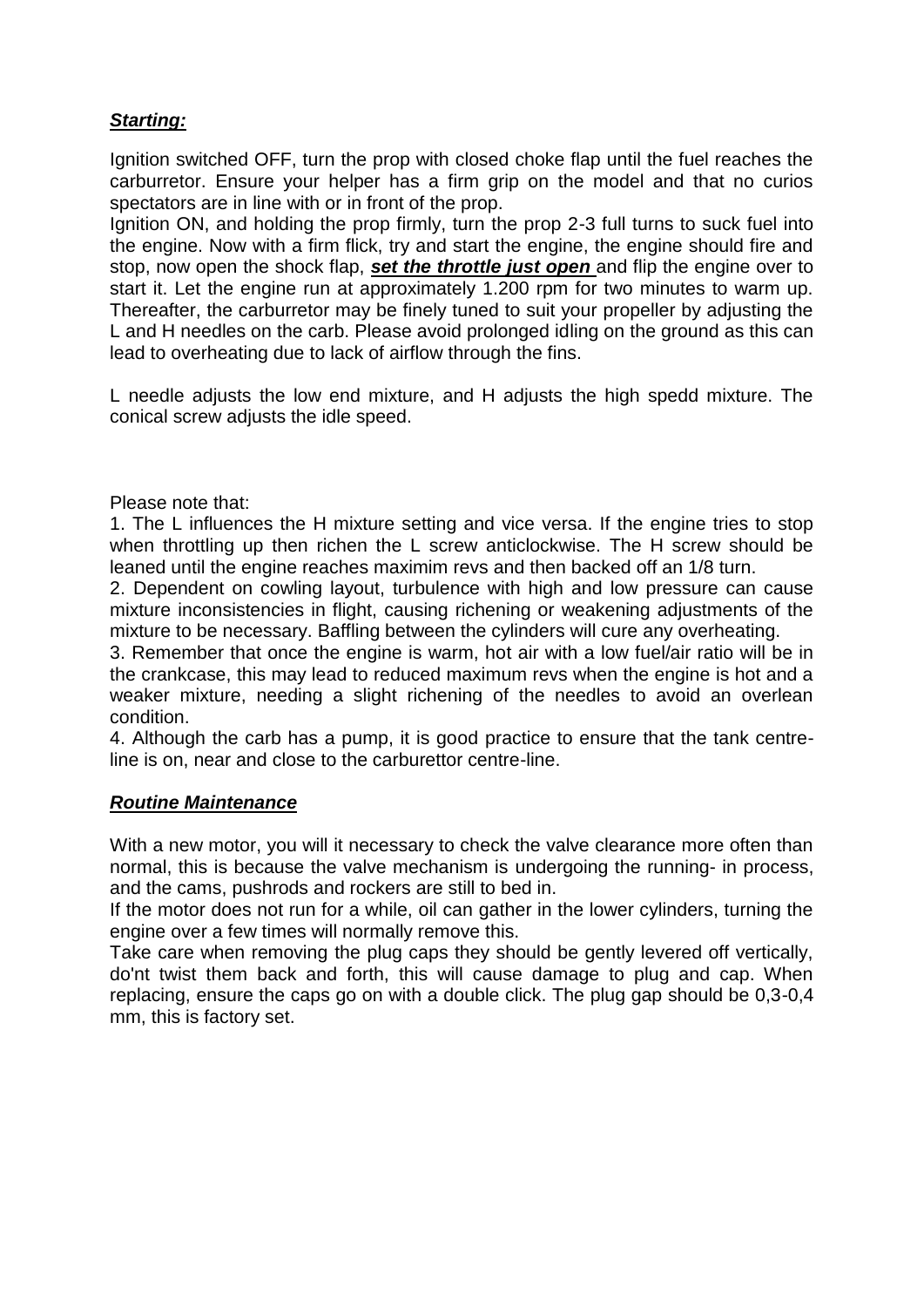### ***Starting:***

Ignition switched OFF, turn the prop with closed choke flap until the fuel reaches the carburretor. Ensure your helper has a firm grip on the model and that no curios spectators are in line with or in front of the prop.

Ignition ON, and holding the prop firmly, turn the prop 2-3 full turns to suck fuel into the engine. Now with a firm flick, try and start the engine, the engine should fire and stop, now open the shock flap, ***set the throttle just open*** and flip the engine over to start it. Let the engine run at approximately 1.200 rpm for two minutes to warm up. Thereafter, the carburretor may be finely tuned to suit your propeller by adjusting the L and H needles on the carb. Please avoid prolonged idling on the ground as this can lead to overheating due to lack of airflow through the fins.

L needle adjusts the low end mixture, and H adjusts the high spedd mixture. The conical screw adjusts the idle speed.

Please note that:

1. The L influences the H mixture setting and vice versa. If the engine tries to stop when throttling up then richen the L screw anticlockwise. The H screw should be leaned until the engine reaches maximim revs and then backed off an 1/8 turn.
2. Dependent on cowling layout, turbulence with high and low pressure can cause mixture inconsistencies in flight, causing richening or weakening adjustments of the mixture to be necessary. Baffling between the cylinders will cure any overheating.
3. Remember that once the engine is warm, hot air with a low fuel/air ratio will be in the crankcase, this may lead to reduced maximum revs when the engine is hot and a weaker mixture, needing a slight richening of the needles to avoid an overlean condition.
4. Although the carb has a pump, it is good practice to ensure that the tank centre-line is on, near and close to the carburettor centre-line.

### ***Routine Maintenance***

With a new motor, you will it necessary to check the valve clearance more often than normal, this is because the valve mechanism is undergoing the running- in process, and the cams, pushrods and rockers are still to bed in.

If the motor does not run for a while, oil can gather in the lower cylinders, turning the engine over a few times will normally remove this.

Take care when removing the plug caps they should be gently levered off vertically, do'nt twist them back and forth, this will cause damage to plug and cap. When replacing, ensure the caps go on with a double click. The plug gap should be 0,3-0,4 mm, this is factory set.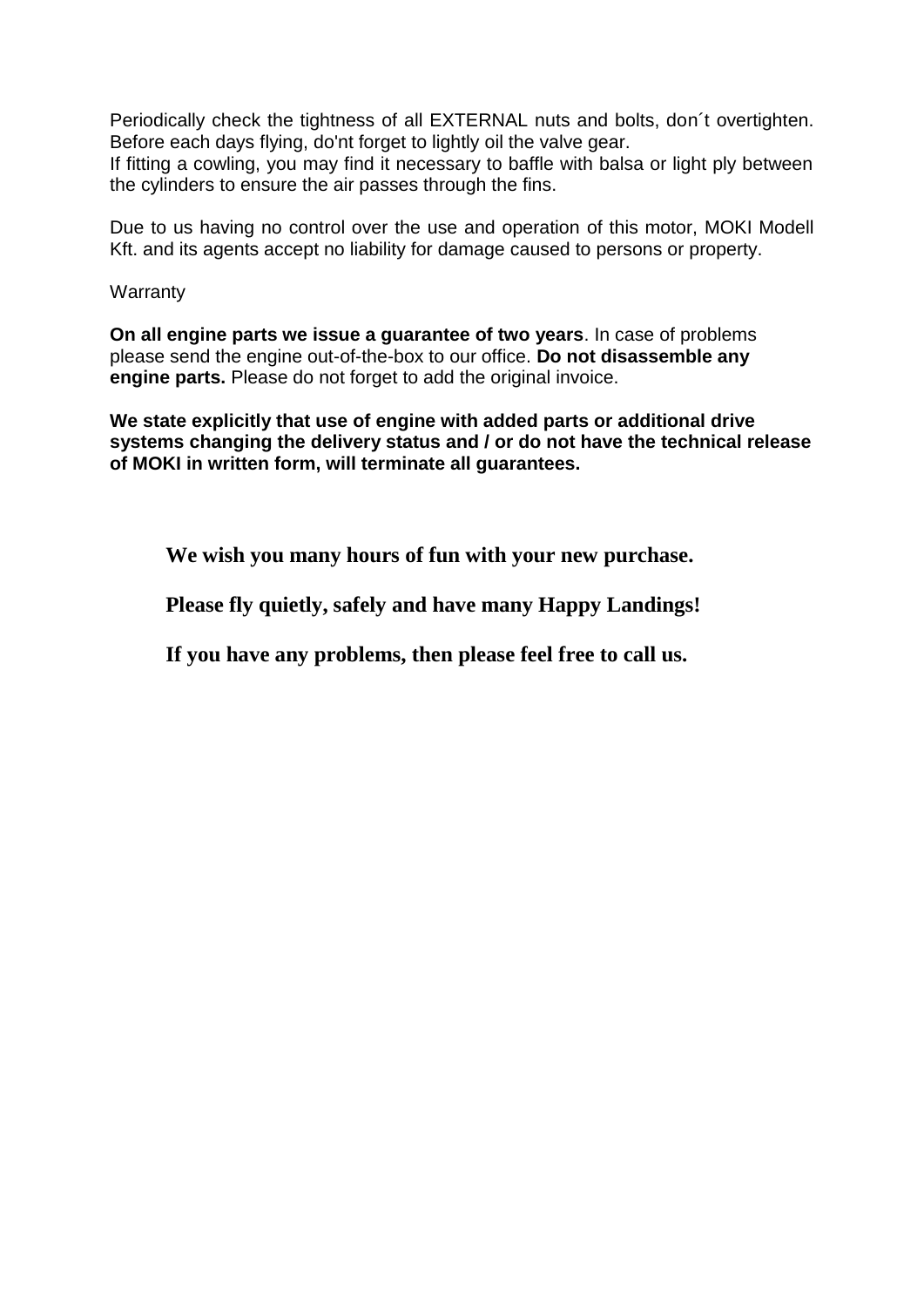Periodically check the tightness of all EXTERNAL nuts and bolts, don´t overtighten. Before each days flying, do'nt forget to lightly oil the valve gear.
If fitting a cowling, you may find it necessary to baffle with balsa or light ply between the cylinders to ensure the air passes through the fins.

Due to us having no control over the use and operation of this motor, MOKI Modell Kft. and its agents accept no liability for damage caused to persons or property.

Warranty

**On all engine parts we issue a guarantee of two years**. In case of problems please send the engine out-of-the-box to our office. **Do not disassemble any engine parts.** Please do not forget to add the original invoice.

**We state explicitly that use of engine with added parts or additional drive systems changing the delivery status and / or do not have the technical release of MOKI in written form, will terminate all guarantees.**

**We wish you many hours of fun with your new purchase.**

**Please fly quietly, safely and have many Happy Landings!**

**If you have any problems, then please feel free to call us.**